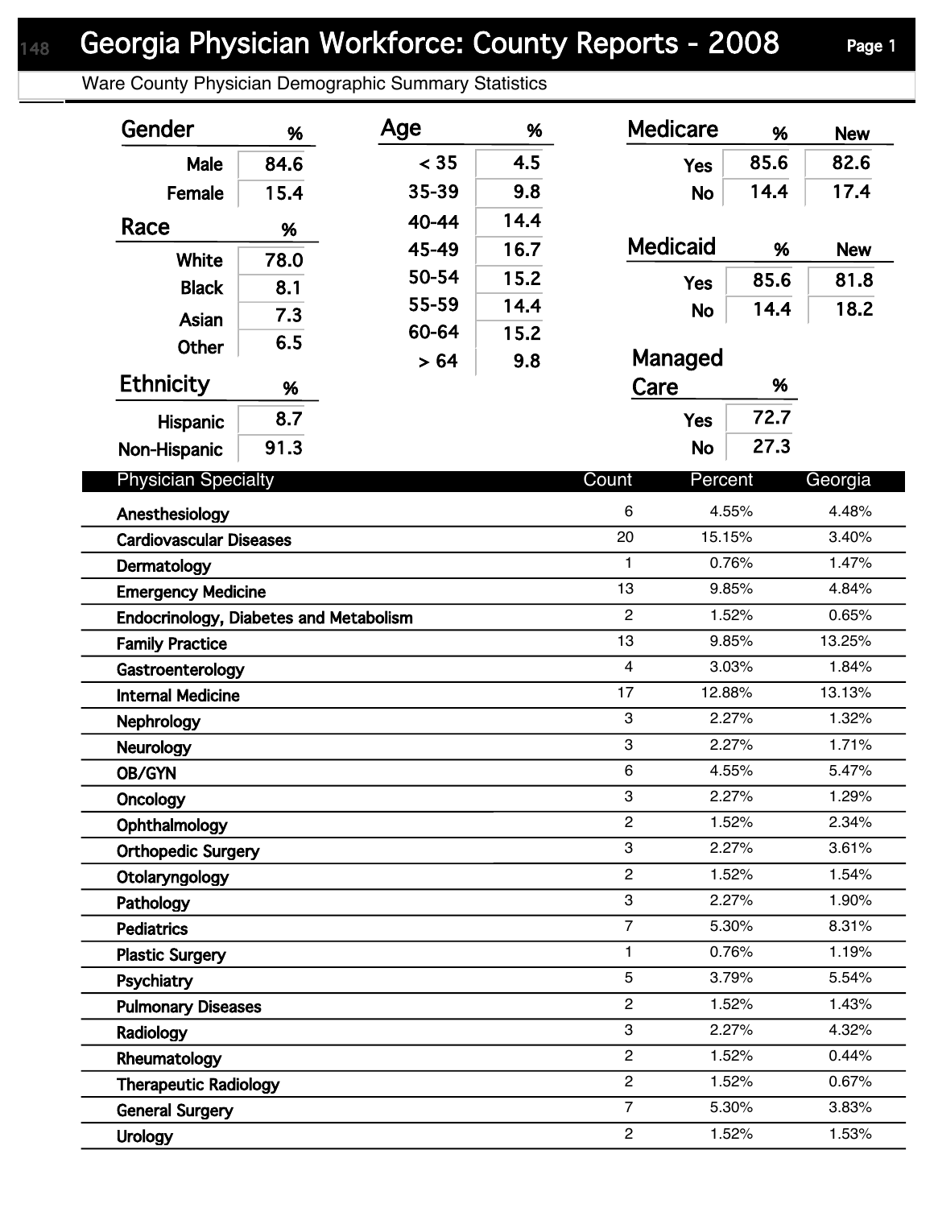# Georgia Physician Workforce: County Reports - 2008

Ware County Physician Demographic Summary Statistics

| Gender | % |
|---|---|
| Male | 84.6 |
| Female | 15.4 |

| Race | % |
|---|---|
| White | 78.0 |
| Black | 8.1 |
| Asian | 7.3 |
| Other | 6.5 |

| Ethnicity | % |
|---|---|
| Hispanic | 8.7 |
| Non-Hispanic | 91.3 |

| Age | % |
|---|---|
| < 35 | 4.5 |
| 35-39 | 9.8 |
| 40-44 | 14.4 |
| 45-49 | 16.7 |
| 50-54 | 15.2 |
| 55-59 | 14.4 |
| 60-64 | 15.2 |
| > 64 | 9.8 |

| Medicare | % | New |
|---|---|---|
| Yes | 85.6 | 82.6 |
| No | 14.4 | 17.4 |

| Medicaid | % | New |
|---|---|---|
| Yes | 85.6 | 81.8 |
| No | 14.4 | 18.2 |

| Managed Care | % |
|---|---|
| Yes | 72.7 |
| No | 27.3 |

| Physician Specialty | Count | Percent | Georgia |
|---|---|---|---|
| Anesthesiology | 6 | 4.55% | 4.48% |
| Cardiovascular Diseases | 20 | 15.15% | 3.40% |
| Dermatology | 1 | 0.76% | 1.47% |
| Emergency Medicine | 13 | 9.85% | 4.84% |
| Endocrinology, Diabetes and Metabolism | 2 | 1.52% | 0.65% |
| Family Practice | 13 | 9.85% | 13.25% |
| Gastroenterology | 4 | 3.03% | 1.84% |
| Internal Medicine | 17 | 12.88% | 13.13% |
| Nephrology | 3 | 2.27% | 1.32% |
| Neurology | 3 | 2.27% | 1.71% |
| OB/GYN | 6 | 4.55% | 5.47% |
| Oncology | 3 | 2.27% | 1.29% |
| Ophthalmology | 2 | 1.52% | 2.34% |
| Orthopedic Surgery | 3 | 2.27% | 3.61% |
| Otolaryngology | 2 | 1.52% | 1.54% |
| Pathology | 3 | 2.27% | 1.90% |
| Pediatrics | 7 | 5.30% | 8.31% |
| Plastic Surgery | 1 | 0.76% | 1.19% |
| Psychiatry | 5 | 3.79% | 5.54% |
| Pulmonary Diseases | 2 | 1.52% | 1.43% |
| Radiology | 3 | 2.27% | 4.32% |
| Rheumatology | 2 | 1.52% | 0.44% |
| Therapeutic Radiology | 2 | 1.52% | 0.67% |
| General Surgery | 7 | 5.30% | 3.83% |
| Urology | 2 | 1.52% | 1.53% |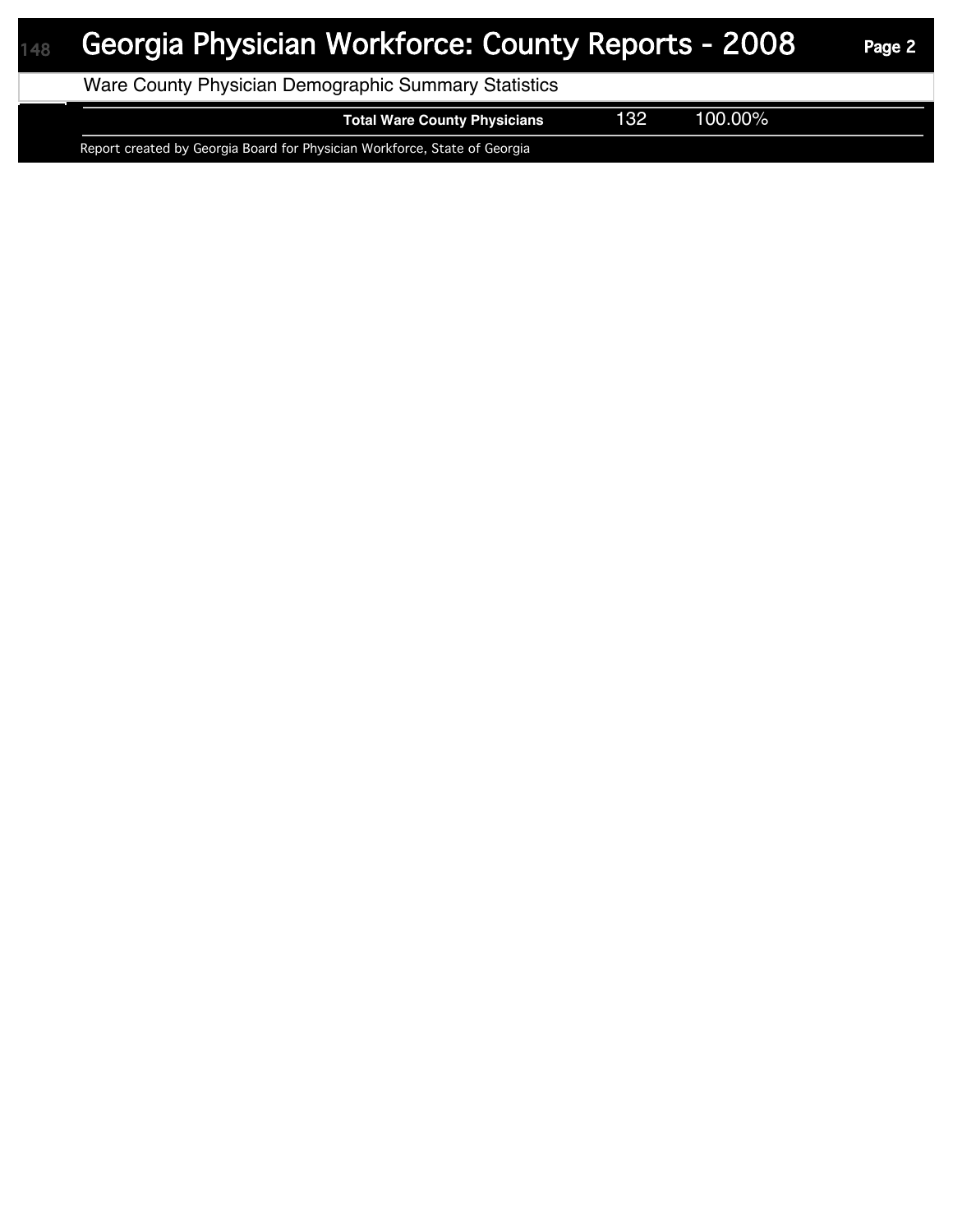## Ware County Physician Demographic Summary Statistics

| | | |
|---|---|---|
| **Total Ware County Physicians** | 132 | 100.00% |

Report created by Georgia Board for Physician Workforce, State of Georgia